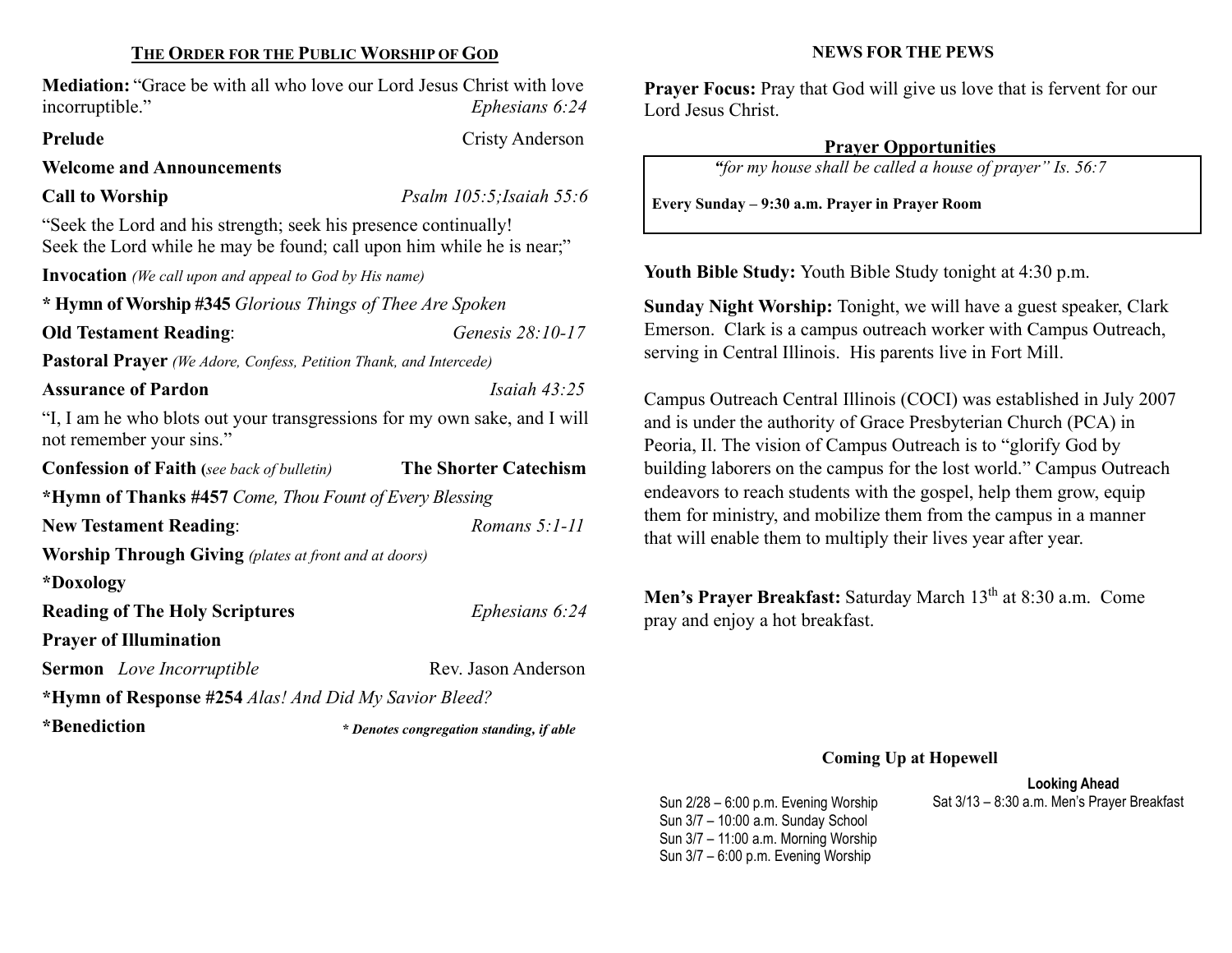## THE ORDER FOR THE PUBLIC WORSHIP OF GOD

**Mediation:** "Grace be with all who love our Lord Jesus Christ with love incorruptible." *Ephesians 6:24*

**Prelude** Cristy Anderson

**Welcome and Announcements**

**Call to Worship** *Psalm 105:5;Isaiah 55:6*

"Seek the Lord and his strength; seek his presence continually!
Seek the Lord while he may be found; call upon him while he is near;"

**Invocation** *(We call upon and appeal to God by His name)*

**\* Hymn of Worship #345** *Glorious Things of Thee Are Spoken*

**Old Testament Reading**: *Genesis 28:10-17*

**Pastoral Prayer** *(We Adore, Confess, Petition Thank, and Intercede)*

**Assurance of Pardon** *Isaiah 43:25*

"I, I am he who blots out your transgressions for my own sake, and I will not remember your sins."

**Confession of Faith (***see back of bulletin***)** **The Shorter Catechism**

**\*Hymn of Thanks #457** *Come, Thou Fount of Every Blessing*

**New Testament Reading**: *Romans 5:1-11*

**Worship Through Giving** *(plates at front and at doors)*

**\*Doxology**

**Reading of The Holy Scriptures** *Ephesians 6:24*

**Prayer of Illumination**

**Sermon** *Love Incorruptible* Rev. Jason Anderson

**\*Hymn of Response #254** *Alas! And Did My Savior Bleed?*

**\*Benediction**

***\* Denotes congregation standing, if able***

## NEWS FOR THE PEWS

**Prayer Focus:** Pray that God will give us love that is fervent for our Lord Jesus Christ.

### Prayer Opportunities

*"for my house shall be called a house of prayer" Is. 56:7*

**Every Sunday – 9:30 a.m. Prayer in Prayer Room**

**Youth Bible Study:** Youth Bible Study tonight at 4:30 p.m.

**Sunday Night Worship:** Tonight, we will have a guest speaker, Clark Emerson. Clark is a campus outreach worker with Campus Outreach, serving in Central Illinois. His parents live in Fort Mill.

Campus Outreach Central Illinois (COCI) was established in July 2007 and is under the authority of Grace Presbyterian Church (PCA) in Peoria, Il. The vision of Campus Outreach is to "glorify God by building laborers on the campus for the lost world." Campus Outreach endeavors to reach students with the gospel, help them grow, equip them for ministry, and mobilize them from the campus in a manner that will enable them to multiply their lives year after year.

**Men's Prayer Breakfast:** Saturday March 13th at 8:30 a.m. Come pray and enjoy a hot breakfast.

### Coming Up at Hopewell

Sun 2/28 – 6:00 p.m. Evening Worship
Sun 3/7 – 10:00 a.m. Sunday School
Sun 3/7 – 11:00 a.m. Morning Worship
Sun 3/7 – 6:00 p.m. Evening Worship

**Looking Ahead**

Sat 3/13 – 8:30 a.m. Men's Prayer Breakfast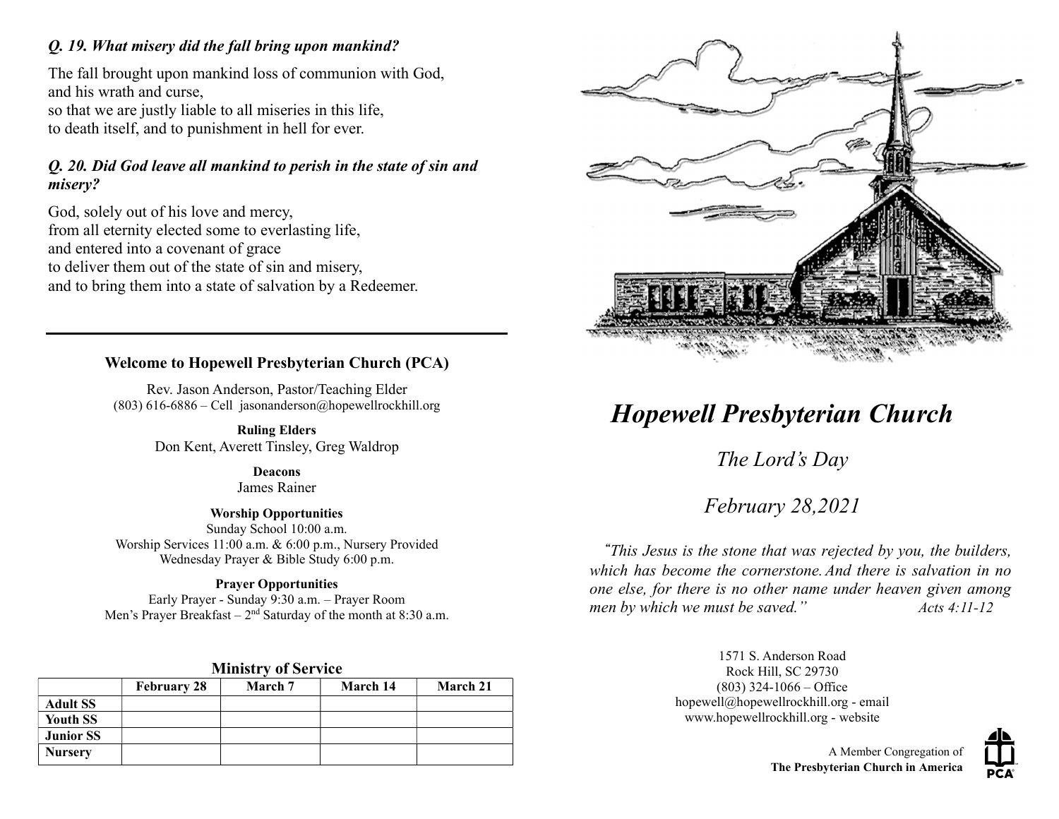*Q. 19. What misery did the fall bring upon mankind?*

The fall brought upon mankind loss of communion with God,
and his wrath and curse,
so that we are justly liable to all miseries in this life,
to death itself, and to punishment in hell for ever.

*Q. 20. Did God leave all mankind to perish in the state of sin and misery?*

God, solely out of his love and mercy,
from all eternity elected some to everlasting life,
and entered into a covenant of grace
to deliver them out of the state of sin and misery,
and to bring them into a state of salvation by a Redeemer.

---

### Welcome to Hopewell Presbyterian Church (PCA)

Rev. Jason Anderson, Pastor/Teaching Elder
(803) 616-6886 – Cell jasonanderson@hopewellrockhill.org

**Ruling Elders**
Don Kent, Averett Tinsley, Greg Waldrop

**Deacons**
James Rainer

**Worship Opportunities**
Sunday School 10:00 a.m.
Worship Services 11:00 a.m. & 6:00 p.m., Nursery Provided
Wednesday Prayer & Bible Study 6:00 p.m.

**Prayer Opportunities**
Early Prayer - Sunday 9:30 a.m. – Prayer Room
Men's Prayer Breakfast – 2nd Saturday of the month at 8:30 a.m.

**Ministry of Service**

| | February 28 | March 7 | March 14 | March 21 |
|---|---|---|---|---|
| Adult SS | | | | |
| Youth SS | | | | |
| Junior SS | | | | |
| Nursery | | | | |

# *Hopewell Presbyterian Church*

*The Lord's Day*

*February 28,2021*

*"This Jesus is the stone that was rejected by you, the builders, which has become the cornerstone. And there is salvation in no one else, for there is no other name under heaven given among men by which we must be saved."* *Acts 4:11-12*

1571 S. Anderson Road
Rock Hill, SC 29730
(803) 324-1066 – Office
hopewell@hopewellrockhill.org - email
www.hopewellrockhill.org - website

A Member Congregation of
**The Presbyterian Church in America**